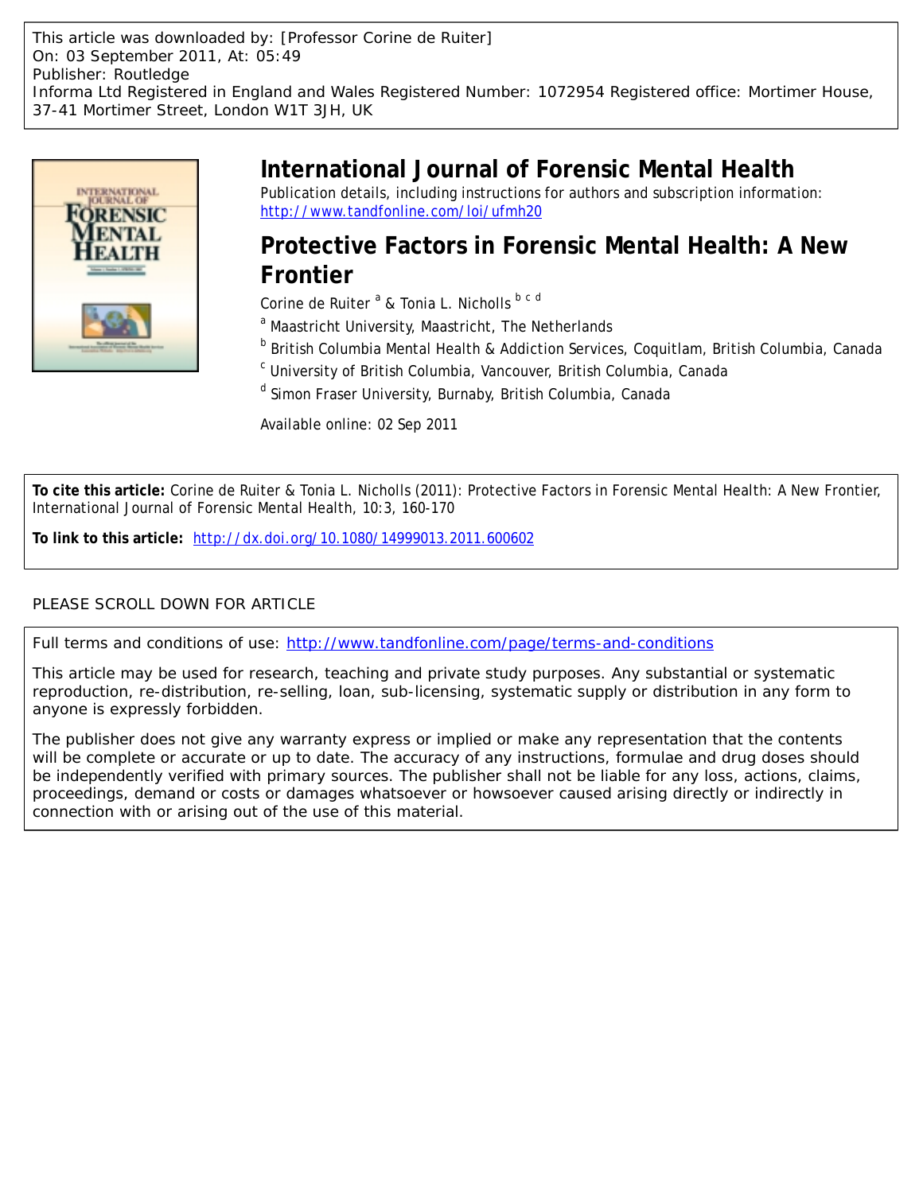This article was downloaded by: [Professor Corine de Ruiter]
On: 03 September 2011, At: 05:49
Publisher: Routledge
Informa Ltd Registered in England and Wales Registered Number: 1072954 Registered office: Mortimer House, 37-41 Mortimer Street, London W1T 3JH, UK

# International Journal of Forensic Mental Health

Publication details, including instructions for authors and subscription information:
http://www.tandfonline.com/loi/ufmh20

## Protective Factors in Forensic Mental Health: A New Frontier

Corine de Ruiter [a] & Tonia L. Nicholls [b c d]

[a] Maastricht University, Maastricht, The Netherlands

[b] British Columbia Mental Health & Addiction Services, Coquitlam, British Columbia, Canada

[c] University of British Columbia, Vancouver, British Columbia, Canada

[d] Simon Fraser University, Burnaby, British Columbia, Canada

Available online: 02 Sep 2011

**To cite this article:** Corine de Ruiter & Tonia L. Nicholls (2011): Protective Factors in Forensic Mental Health: A New Frontier, International Journal of Forensic Mental Health, 10:3, 160-170

**To link to this article:** http://dx.doi.org/10.1080/14999013.2011.600602

PLEASE SCROLL DOWN FOR ARTICLE

Full terms and conditions of use: http://www.tandfonline.com/page/terms-and-conditions

This article may be used for research, teaching and private study purposes. Any substantial or systematic reproduction, re-distribution, re-selling, loan, sub-licensing, systematic supply or distribution in any form to anyone is expressly forbidden.

The publisher does not give any warranty express or implied or make any representation that the contents will be complete or accurate or up to date. The accuracy of any instructions, formulae and drug doses should be independently verified with primary sources. The publisher shall not be liable for any loss, actions, claims, proceedings, demand or costs or damages whatsoever or howsoever caused arising directly or indirectly in connection with or arising out of the use of this material.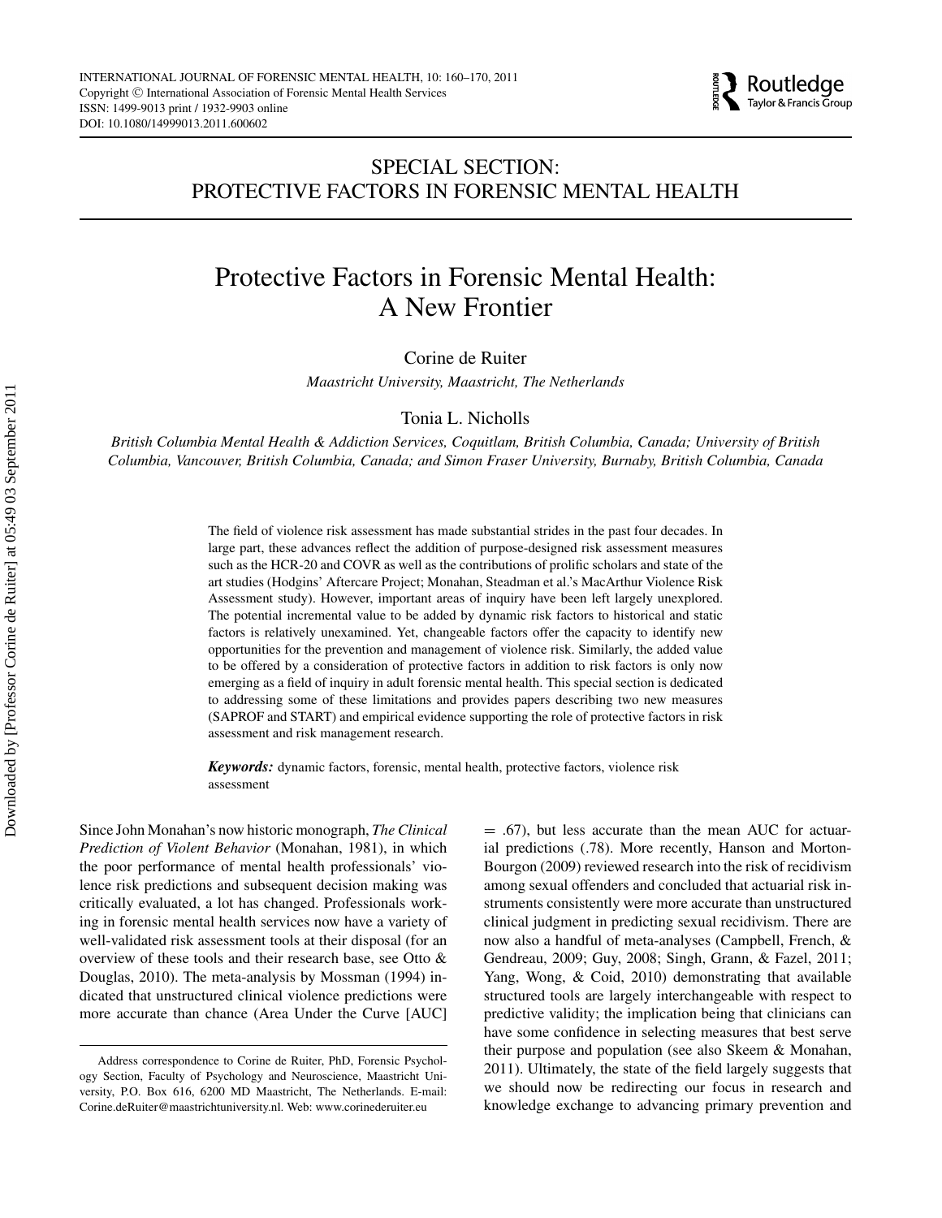# SPECIAL SECTION: PROTECTIVE FACTORS IN FORENSIC MENTAL HEALTH

# Protective Factors in Forensic Mental Health: A New Frontier

Corine de Ruiter

*Maastricht University, Maastricht, The Netherlands*

Tonia L. Nicholls

*British Columbia Mental Health & Addiction Services, Coquitlam, British Columbia, Canada; University of British Columbia, Vancouver, British Columbia, Canada; and Simon Fraser University, Burnaby, British Columbia, Canada*

The field of violence risk assessment has made substantial strides in the past four decades. In large part, these advances reflect the addition of purpose-designed risk assessment measures such as the HCR-20 and COVR as well as the contributions of prolific scholars and state of the art studies (Hodgins' Aftercare Project; Monahan, Steadman et al.'s MacArthur Violence Risk Assessment study). However, important areas of inquiry have been left largely unexplored. The potential incremental value to be added by dynamic risk factors to historical and static factors is relatively unexamined. Yet, changeable factors offer the capacity to identify new opportunities for the prevention and management of violence risk. Similarly, the added value to be offered by a consideration of protective factors in addition to risk factors is only now emerging as a field of inquiry in adult forensic mental health. This special section is dedicated to addressing some of these limitations and provides papers describing two new measures (SAPROF and START) and empirical evidence supporting the role of protective factors in risk assessment and risk management research.

***Keywords:*** dynamic factors, forensic, mental health, protective factors, violence risk assessment

Since John Monahan's now historic monograph, *The Clinical Prediction of Violent Behavior* (Monahan, 1981), in which the poor performance of mental health professionals' violence risk predictions and subsequent decision making was critically evaluated, a lot has changed. Professionals working in forensic mental health services now have a variety of well-validated risk assessment tools at their disposal (for an overview of these tools and their research base, see Otto & Douglas, 2010). The meta-analysis by Mossman (1994) indicated that unstructured clinical violence predictions were more accurate than chance (Area Under the Curve [AUC] = .67), but less accurate than the mean AUC for actuarial predictions (.78). More recently, Hanson and Morton-Bourgon (2009) reviewed research into the risk of recidivism among sexual offenders and concluded that actuarial risk instruments consistently were more accurate than unstructured clinical judgment in predicting sexual recidivism. There are now also a handful of meta-analyses (Campbell, French, & Gendreau, 2009; Guy, 2008; Singh, Grann, & Fazel, 2011; Yang, Wong, & Coid, 2010) demonstrating that available structured tools are largely interchangeable with respect to predictive validity; the implication being that clinicians can have some confidence in selecting measures that best serve their purpose and population (see also Skeem & Monahan, 2011). Ultimately, the state of the field largely suggests that we should now be redirecting our focus in research and knowledge exchange to advancing primary prevention and

Address correspondence to Corine de Ruiter, PhD, Forensic Psychology Section, Faculty of Psychology and Neuroscience, Maastricht University, P.O. Box 616, 6200 MD Maastricht, The Netherlands. E-mail: Corine.deRuiter@maastrichtuniversity.nl. Web: www.corinederuiter.eu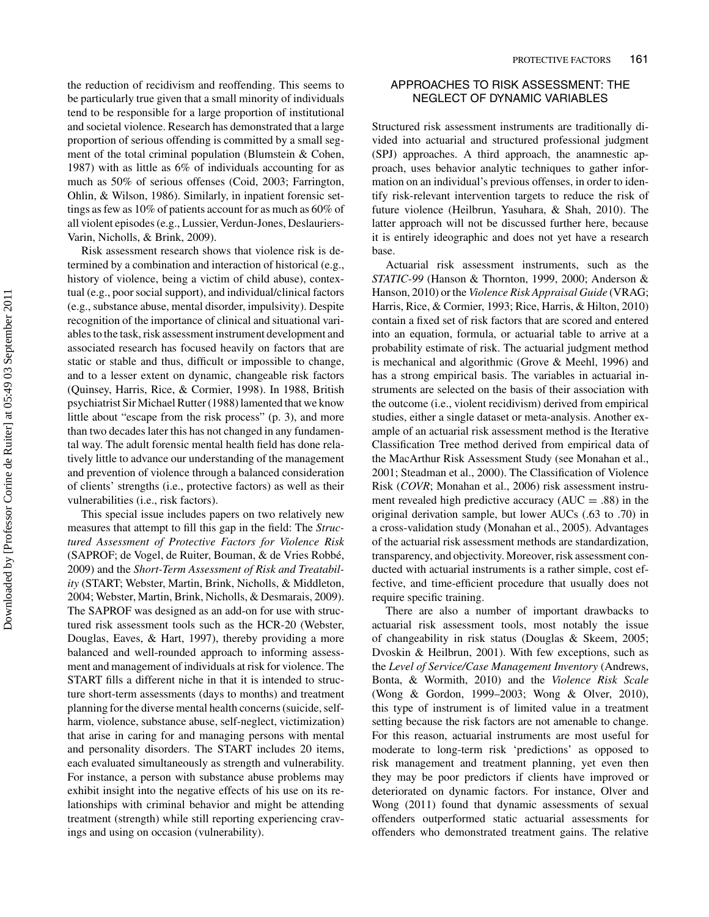the reduction of recidivism and reoffending. This seems to be particularly true given that a small minority of individuals tend to be responsible for a large proportion of institutional and societal violence. Research has demonstrated that a large proportion of serious offending is committed by a small segment of the total criminal population (Blumstein & Cohen, 1987) with as little as 6% of individuals accounting for as much as 50% of serious offenses (Coid, 2003; Farrington, Ohlin, & Wilson, 1986). Similarly, in inpatient forensic settings as few as 10% of patients account for as much as 60% of all violent episodes (e.g., Lussier, Verdun-Jones, Deslauriers-Varin, Nicholls, & Brink, 2009).

Risk assessment research shows that violence risk is determined by a combination and interaction of historical (e.g., history of violence, being a victim of child abuse), contextual (e.g., poor social support), and individual/clinical factors (e.g., substance abuse, mental disorder, impulsivity). Despite recognition of the importance of clinical and situational variables to the task, risk assessment instrument development and associated research has focused heavily on factors that are static or stable and thus, difficult or impossible to change, and to a lesser extent on dynamic, changeable risk factors (Quinsey, Harris, Rice, & Cormier, 1998). In 1988, British psychiatrist Sir Michael Rutter (1988) lamented that we know little about "escape from the risk process" (p. 3), and more than two decades later this has not changed in any fundamental way. The adult forensic mental health field has done relatively little to advance our understanding of the management and prevention of violence through a balanced consideration of clients' strengths (i.e., protective factors) as well as their vulnerabilities (i.e., risk factors).

This special issue includes papers on two relatively new measures that attempt to fill this gap in the field: The *Structured Assessment of Protective Factors for Violence Risk* (SAPROF; de Vogel, de Ruiter, Bouman, & de Vries Robbé, 2009) and the *Short-Term Assessment of Risk and Treatability* (START; Webster, Martin, Brink, Nicholls, & Middleton, 2004; Webster, Martin, Brink, Nicholls, & Desmarais, 2009). The SAPROF was designed as an add-on for use with structured risk assessment tools such as the HCR-20 (Webster, Douglas, Eaves, & Hart, 1997), thereby providing a more balanced and well-rounded approach to informing assessment and management of individuals at risk for violence. The START fills a different niche in that it is intended to structure short-term assessments (days to months) and treatment planning for the diverse mental health concerns (suicide, self-harm, violence, substance abuse, self-neglect, victimization) that arise in caring for and managing persons with mental and personality disorders. The START includes 20 items, each evaluated simultaneously as strength and vulnerability. For instance, a person with substance abuse problems may exhibit insight into the negative effects of his use on its relationships with criminal behavior and might be attending treatment (strength) while still reporting experiencing cravings and using on occasion (vulnerability).

## APPROACHES TO RISK ASSESSMENT: THE NEGLECT OF DYNAMIC VARIABLES

Structured risk assessment instruments are traditionally divided into actuarial and structured professional judgment (SPJ) approaches. A third approach, the anamnestic approach, uses behavior analytic techniques to gather information on an individual's previous offenses, in order to identify risk-relevant intervention targets to reduce the risk of future violence (Heilbrun, Yasuhara, & Shah, 2010). The latter approach will not be discussed further here, because it is entirely ideographic and does not yet have a research base.

Actuarial risk assessment instruments, such as the *STATIC-99* (Hanson & Thornton, 1999, 2000; Anderson & Hanson, 2010) or the *Violence Risk Appraisal Guide* (VRAG; Harris, Rice, & Cormier, 1993; Rice, Harris, & Hilton, 2010) contain a fixed set of risk factors that are scored and entered into an equation, formula, or actuarial table to arrive at a probability estimate of risk. The actuarial judgment method is mechanical and algorithmic (Grove & Meehl, 1996) and has a strong empirical basis. The variables in actuarial instruments are selected on the basis of their association with the outcome (i.e., violent recidivism) derived from empirical studies, either a single dataset or meta-analysis. Another example of an actuarial risk assessment method is the Iterative Classification Tree method derived from empirical data of the MacArthur Risk Assessment Study (see Monahan et al., 2001; Steadman et al., 2000). The Classification of Violence Risk (*COVR*; Monahan et al., 2006) risk assessment instrument revealed high predictive accuracy (AUC $= .88$) in the original derivation sample, but lower AUCs (.63 to .70) in a cross-validation study (Monahan et al., 2005). Advantages of the actuarial risk assessment methods are standardization, transparency, and objectivity. Moreover, risk assessment conducted with actuarial instruments is a rather simple, cost effective, and time-efficient procedure that usually does not require specific training.

There are also a number of important drawbacks to actuarial risk assessment tools, most notably the issue of changeability in risk status (Douglas & Skeem, 2005; Dvoskin & Heilbrun, 2001). With few exceptions, such as the *Level of Service/Case Management Inventory* (Andrews, Bonta, & Wormith, 2010) and the *Violence Risk Scale* (Wong & Gordon, 1999–2003; Wong & Olver, 2010), this type of instrument is of limited value in a treatment setting because the risk factors are not amenable to change. For this reason, actuarial instruments are most useful for moderate to long-term risk 'predictions' as opposed to risk management and treatment planning, yet even then they may be poor predictors if clients have improved or deteriorated on dynamic factors. For instance, Olver and Wong (2011) found that dynamic assessments of sexual offenders outperformed static actuarial assessments for offenders who demonstrated treatment gains. The relative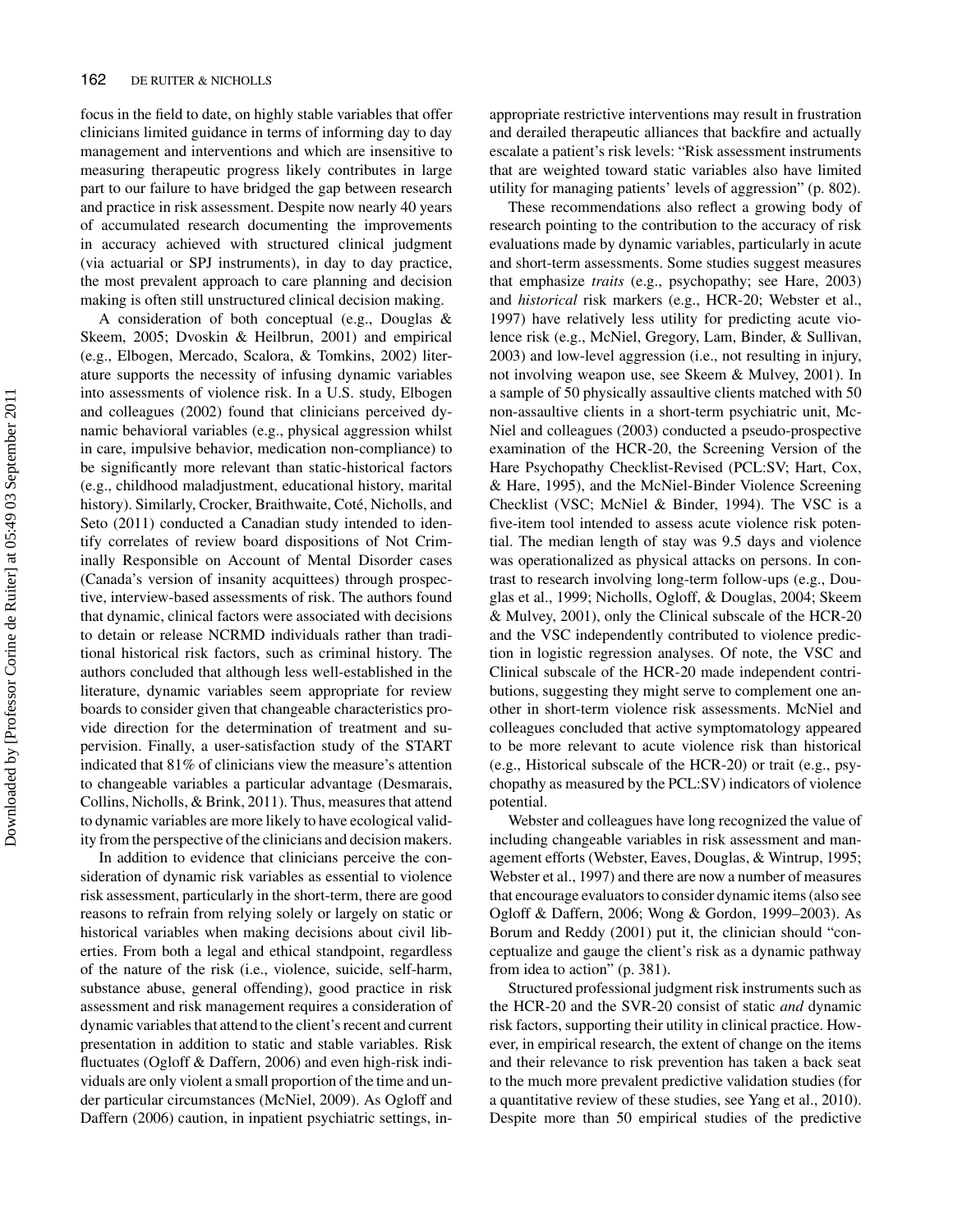focus in the field to date, on highly stable variables that offer clinicians limited guidance in terms of informing day to day management and interventions and which are insensitive to measuring therapeutic progress likely contributes in large part to our failure to have bridged the gap between research and practice in risk assessment. Despite now nearly 40 years of accumulated research documenting the improvements in accuracy achieved with structured clinical judgment (via actuarial or SPJ instruments), in day to day practice, the most prevalent approach to care planning and decision making is often still unstructured clinical decision making.

A consideration of both conceptual (e.g., Douglas & Skeem, 2005; Dvoskin & Heilbrun, 2001) and empirical (e.g., Elbogen, Mercado, Scalora, & Tomkins, 2002) literature supports the necessity of infusing dynamic variables into assessments of violence risk. In a U.S. study, Elbogen and colleagues (2002) found that clinicians perceived dynamic behavioral variables (e.g., physical aggression whilst in care, impulsive behavior, medication non-compliance) to be significantly more relevant than static-historical factors (e.g., childhood maladjustment, educational history, marital history). Similarly, Crocker, Braithwaite, Coté, Nicholls, and Seto (2011) conducted a Canadian study intended to identify correlates of review board dispositions of Not Criminally Responsible on Account of Mental Disorder cases (Canada's version of insanity acquittees) through prospective, interview-based assessments of risk. The authors found that dynamic, clinical factors were associated with decisions to detain or release NCRMD individuals rather than traditional historical risk factors, such as criminal history. The authors concluded that although less well-established in the literature, dynamic variables seem appropriate for review boards to consider given that changeable characteristics provide direction for the determination of treatment and supervision. Finally, a user-satisfaction study of the START indicated that 81% of clinicians view the measure's attention to changeable variables a particular advantage (Desmarais, Collins, Nicholls, & Brink, 2011). Thus, measures that attend to dynamic variables are more likely to have ecological validity from the perspective of the clinicians and decision makers.

In addition to evidence that clinicians perceive the consideration of dynamic risk variables as essential to violence risk assessment, particularly in the short-term, there are good reasons to refrain from relying solely or largely on static or historical variables when making decisions about civil liberties. From both a legal and ethical standpoint, regardless of the nature of the risk (i.e., violence, suicide, self-harm, substance abuse, general offending), good practice in risk assessment and risk management requires a consideration of dynamic variables that attend to the client's recent and current presentation in addition to static and stable variables. Risk fluctuates (Ogloff & Daffern, 2006) and even high-risk individuals are only violent a small proportion of the time and under particular circumstances (McNiel, 2009). As Ogloff and Daffern (2006) caution, in inpatient psychiatric settings, inappropriate restrictive interventions may result in frustration and derailed therapeutic alliances that backfire and actually escalate a patient's risk levels: "Risk assessment instruments that are weighted toward static variables also have limited utility for managing patients' levels of aggression" (p. 802).

These recommendations also reflect a growing body of research pointing to the contribution to the accuracy of risk evaluations made by dynamic variables, particularly in acute and short-term assessments. Some studies suggest measures that emphasize *traits* (e.g., psychopathy; see Hare, 2003) and *historical* risk markers (e.g., HCR-20; Webster et al., 1997) have relatively less utility for predicting acute violence risk (e.g., McNiel, Gregory, Lam, Binder, & Sullivan, 2003) and low-level aggression (i.e., not resulting in injury, not involving weapon use, see Skeem & Mulvey, 2001). In a sample of 50 physically assaultive clients matched with 50 non-assaultive clients in a short-term psychiatric unit, McNiel and colleagues (2003) conducted a pseudo-prospective examination of the HCR-20, the Screening Version of the Hare Psychopathy Checklist-Revised (PCL:SV; Hart, Cox, & Hare, 1995), and the McNiel-Binder Violence Screening Checklist (VSC; McNiel & Binder, 1994). The VSC is a five-item tool intended to assess acute violence risk potential. The median length of stay was 9.5 days and violence was operationalized as physical attacks on persons. In contrast to research involving long-term follow-ups (e.g., Douglas et al., 1999; Nicholls, Ogloff, & Douglas, 2004; Skeem & Mulvey, 2001), only the Clinical subscale of the HCR-20 and the VSC independently contributed to violence prediction in logistic regression analyses. Of note, the VSC and Clinical subscale of the HCR-20 made independent contributions, suggesting they might serve to complement one another in short-term violence risk assessments. McNiel and colleagues concluded that active symptomatology appeared to be more relevant to acute violence risk than historical (e.g., Historical subscale of the HCR-20) or trait (e.g., psychopathy as measured by the PCL:SV) indicators of violence potential.

Webster and colleagues have long recognized the value of including changeable variables in risk assessment and management efforts (Webster, Eaves, Douglas, & Wintrup, 1995; Webster et al., 1997) and there are now a number of measures that encourage evaluators to consider dynamic items (also see Ogloff & Daffern, 2006; Wong & Gordon, 1999–2003). As Borum and Reddy (2001) put it, the clinician should "conceptualize and gauge the client's risk as a dynamic pathway from idea to action" (p. 381).

Structured professional judgment risk instruments such as the HCR-20 and the SVR-20 consist of static *and* dynamic risk factors, supporting their utility in clinical practice. However, in empirical research, the extent of change on the items and their relevance to risk prevention has taken a back seat to the much more prevalent predictive validation studies (for a quantitative review of these studies, see Yang et al., 2010). Despite more than 50 empirical studies of the predictive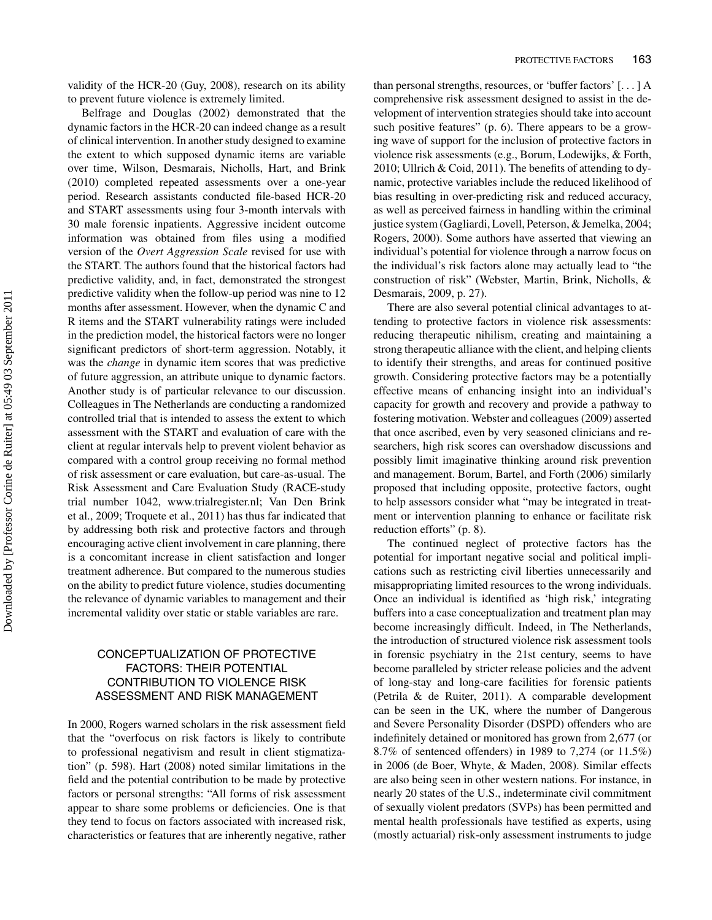validity of the HCR-20 (Guy, 2008), research on its ability to prevent future violence is extremely limited.

Belfrage and Douglas (2002) demonstrated that the dynamic factors in the HCR-20 can indeed change as a result of clinical intervention. In another study designed to examine the extent to which supposed dynamic items are variable over time, Wilson, Desmarais, Nicholls, Hart, and Brink (2010) completed repeated assessments over a one-year period. Research assistants conducted file-based HCR-20 and START assessments using four 3-month intervals with 30 male forensic inpatients. Aggressive incident outcome information was obtained from files using a modified version of the *Overt Aggression Scale* revised for use with the START. The authors found that the historical factors had predictive validity, and, in fact, demonstrated the strongest predictive validity when the follow-up period was nine to 12 months after assessment. However, when the dynamic C and R items and the START vulnerability ratings were included in the prediction model, the historical factors were no longer significant predictors of short-term aggression. Notably, it was the *change* in dynamic item scores that was predictive of future aggression, an attribute unique to dynamic factors. Another study is of particular relevance to our discussion. Colleagues in The Netherlands are conducting a randomized controlled trial that is intended to assess the extent to which assessment with the START and evaluation of care with the client at regular intervals help to prevent violent behavior as compared with a control group receiving no formal method of risk assessment or care evaluation, but care-as-usual. The Risk Assessment and Care Evaluation Study (RACE-study trial number 1042, www.trialregister.nl; Van Den Brink et al., 2009; Troquete et al., 2011) has thus far indicated that by addressing both risk and protective factors and through encouraging active client involvement in care planning, there is a concomitant increase in client satisfaction and longer treatment adherence. But compared to the numerous studies on the ability to predict future violence, studies documenting the relevance of dynamic variables to management and their incremental validity over static or stable variables are rare.

## CONCEPTUALIZATION OF PROTECTIVE FACTORS: THEIR POTENTIAL CONTRIBUTION TO VIOLENCE RISK ASSESSMENT AND RISK MANAGEMENT

In 2000, Rogers warned scholars in the risk assessment field that the "overfocus on risk factors is likely to contribute to professional negativism and result in client stigmatization" (p. 598). Hart (2008) noted similar limitations in the field and the potential contribution to be made by protective factors or personal strengths: "All forms of risk assessment appear to share some problems or deficiencies. One is that they tend to focus on factors associated with increased risk, characteristics or features that are inherently negative, rather than personal strengths, resources, or 'buffer factors' [. . . ] A comprehensive risk assessment designed to assist in the development of intervention strategies should take into account such positive features" (p. 6). There appears to be a growing wave of support for the inclusion of protective factors in violence risk assessments (e.g., Borum, Lodewijks, & Forth, 2010; Ullrich & Coid, 2011). The benefits of attending to dynamic, protective variables include the reduced likelihood of bias resulting in over-predicting risk and reduced accuracy, as well as perceived fairness in handling within the criminal justice system (Gagliardi, Lovell, Peterson, & Jemelka, 2004; Rogers, 2000). Some authors have asserted that viewing an individual's potential for violence through a narrow focus on the individual's risk factors alone may actually lead to "the construction of risk" (Webster, Martin, Brink, Nicholls, & Desmarais, 2009, p. 27).

There are also several potential clinical advantages to attending to protective factors in violence risk assessments: reducing therapeutic nihilism, creating and maintaining a strong therapeutic alliance with the client, and helping clients to identify their strengths, and areas for continued positive growth. Considering protective factors may be a potentially effective means of enhancing insight into an individual's capacity for growth and recovery and provide a pathway to fostering motivation. Webster and colleagues (2009) asserted that once ascribed, even by very seasoned clinicians and researchers, high risk scores can overshadow discussions and possibly limit imaginative thinking around risk prevention and management. Borum, Bartel, and Forth (2006) similarly proposed that including opposite, protective factors, ought to help assessors consider what "may be integrated in treatment or intervention planning to enhance or facilitate risk reduction efforts" (p. 8).

The continued neglect of protective factors has the potential for important negative social and political implications such as restricting civil liberties unnecessarily and misappropriating limited resources to the wrong individuals. Once an individual is identified as 'high risk,' integrating buffers into a case conceptualization and treatment plan may become increasingly difficult. Indeed, in The Netherlands, the introduction of structured violence risk assessment tools in forensic psychiatry in the 21st century, seems to have become paralleled by stricter release policies and the advent of long-stay and long-care facilities for forensic patients (Petrila & de Ruiter, 2011). A comparable development can be seen in the UK, where the number of Dangerous and Severe Personality Disorder (DSPD) offenders who are indefinitely detained or monitored has grown from 2,677 (or 8.7% of sentenced offenders) in 1989 to 7,274 (or 11.5%) in 2006 (de Boer, Whyte, & Maden, 2008). Similar effects are also being seen in other western nations. For instance, in nearly 20 states of the U.S., indeterminate civil commitment of sexually violent predators (SVPs) has been permitted and mental health professionals have testified as experts, using (mostly actuarial) risk-only assessment instruments to judge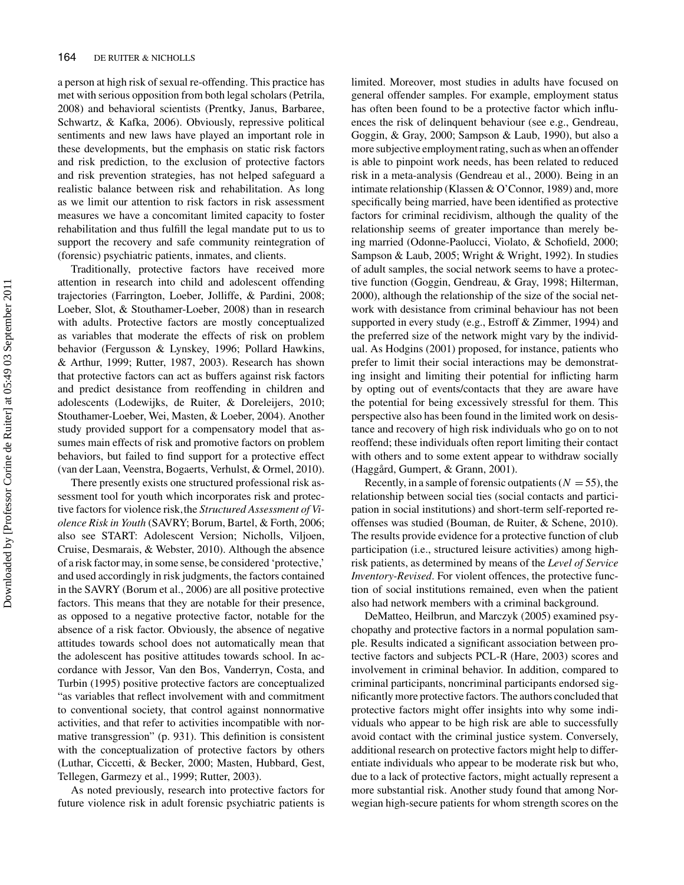a person at high risk of sexual re-offending. This practice has met with serious opposition from both legal scholars (Petrila, 2008) and behavioral scientists (Prentky, Janus, Barbaree, Schwartz, & Kafka, 2006). Obviously, repressive political sentiments and new laws have played an important role in these developments, but the emphasis on static risk factors and risk prediction, to the exclusion of protective factors and risk prevention strategies, has not helped safeguard a realistic balance between risk and rehabilitation. As long as we limit our attention to risk factors in risk assessment measures we have a concomitant limited capacity to foster rehabilitation and thus fulfill the legal mandate put to us to support the recovery and safe community reintegration of (forensic) psychiatric patients, inmates, and clients.

Traditionally, protective factors have received more attention in research into child and adolescent offending trajectories (Farrington, Loeber, Jolliffe, & Pardini, 2008; Loeber, Slot, & Stouthamer-Loeber, 2008) than in research with adults. Protective factors are mostly conceptualized as variables that moderate the effects of risk on problem behavior (Fergusson & Lynskey, 1996; Pollard Hawkins, & Arthur, 1999; Rutter, 1987, 2003). Research has shown that protective factors can act as buffers against risk factors and predict desistance from reoffending in children and adolescents (Lodewijks, de Ruiter, & Doreleijers, 2010; Stouthamer-Loeber, Wei, Masten, & Loeber, 2004). Another study provided support for a compensatory model that assumes main effects of risk and promotive factors on problem behaviors, but failed to find support for a protective effect (van der Laan, Veenstra, Bogaerts, Verhulst, & Ormel, 2010).

There presently exists one structured professional risk assessment tool for youth which incorporates risk and protective factors for violence risk, the *Structured Assessment of Violence Risk in Youth* (SAVRY; Borum, Bartel, & Forth, 2006; also see START: Adolescent Version; Nicholls, Viljoen, Cruise, Desmarais, & Webster, 2010). Although the absence of a risk factor may, in some sense, be considered 'protective,' and used accordingly in risk judgments, the factors contained in the SAVRY (Borum et al., 2006) are all positive protective factors. This means that they are notable for their presence, as opposed to a negative protective factor, notable for the absence of a risk factor. Obviously, the absence of negative attitudes towards school does not automatically mean that the adolescent has positive attitudes towards school. In accordance with Jessor, Van den Bos, Vanderryn, Costa, and Turbin (1995) positive protective factors are conceptualized "as variables that reflect involvement with and commitment to conventional society, that control against nonnormative activities, and that refer to activities incompatible with normative transgression" (p. 931). This definition is consistent with the conceptualization of protective factors by others (Luthar, Ciccetti, & Becker, 2000; Masten, Hubbard, Gest, Tellegen, Garmezy et al., 1999; Rutter, 2003).

As noted previously, research into protective factors for future violence risk in adult forensic psychiatric patients is limited. Moreover, most studies in adults have focused on general offender samples. For example, employment status has often been found to be a protective factor which influences the risk of delinquent behaviour (see e.g., Gendreau, Goggin, & Gray, 2000; Sampson & Laub, 1990), but also a more subjective employment rating, such as when an offender is able to pinpoint work needs, has been related to reduced risk in a meta-analysis (Gendreau et al., 2000). Being in an intimate relationship (Klassen & O'Connor, 1989) and, more specifically being married, have been identified as protective factors for criminal recidivism, although the quality of the relationship seems of greater importance than merely being married (Odonne-Paolucci, Violato, & Schofield, 2000; Sampson & Laub, 2005; Wright & Wright, 1992). In studies of adult samples, the social network seems to have a protective function (Goggin, Gendreau, & Gray, 1998; Hilterman, 2000), although the relationship of the size of the social network with desistance from criminal behaviour has not been supported in every study (e.g., Estroff & Zimmer, 1994) and the preferred size of the network might vary by the individual. As Hodgins (2001) proposed, for instance, patients who prefer to limit their social interactions may be demonstrating insight and limiting their potential for inflicting harm by opting out of events/contacts that they are aware have the potential for being excessively stressful for them. This perspective also has been found in the limited work on desistance and recovery of high risk individuals who go on to not reoffend; these individuals often report limiting their contact with others and to some extent appear to withdraw socially (Haggård, Gumpert, & Grann, 2001).

Recently, in a sample of forensic outpatients ($N = 55$), the relationship between social ties (social contacts and participation in social institutions) and short-term self-reported reoffenses was studied (Bouman, de Ruiter, & Schene, 2010). The results provide evidence for a protective function of club participation (i.e., structured leisure activities) among high-risk patients, as determined by means of the *Level of Service Inventory-Revised*. For violent offences, the protective function of social institutions remained, even when the patient also had network members with a criminal background.

DeMatteo, Heilbrun, and Marczyk (2005) examined psychopathy and protective factors in a normal population sample. Results indicated a significant association between protective factors and subjects PCL-R (Hare, 2003) scores and involvement in criminal behavior. In addition, compared to criminal participants, noncriminal participants endorsed significantly more protective factors. The authors concluded that protective factors might offer insights into why some individuals who appear to be high risk are able to successfully avoid contact with the criminal justice system. Conversely, additional research on protective factors might help to differentiate individuals who appear to be moderate risk but who, due to a lack of protective factors, might actually represent a more substantial risk. Another study found that among Norwegian high-secure patients for whom strength scores on the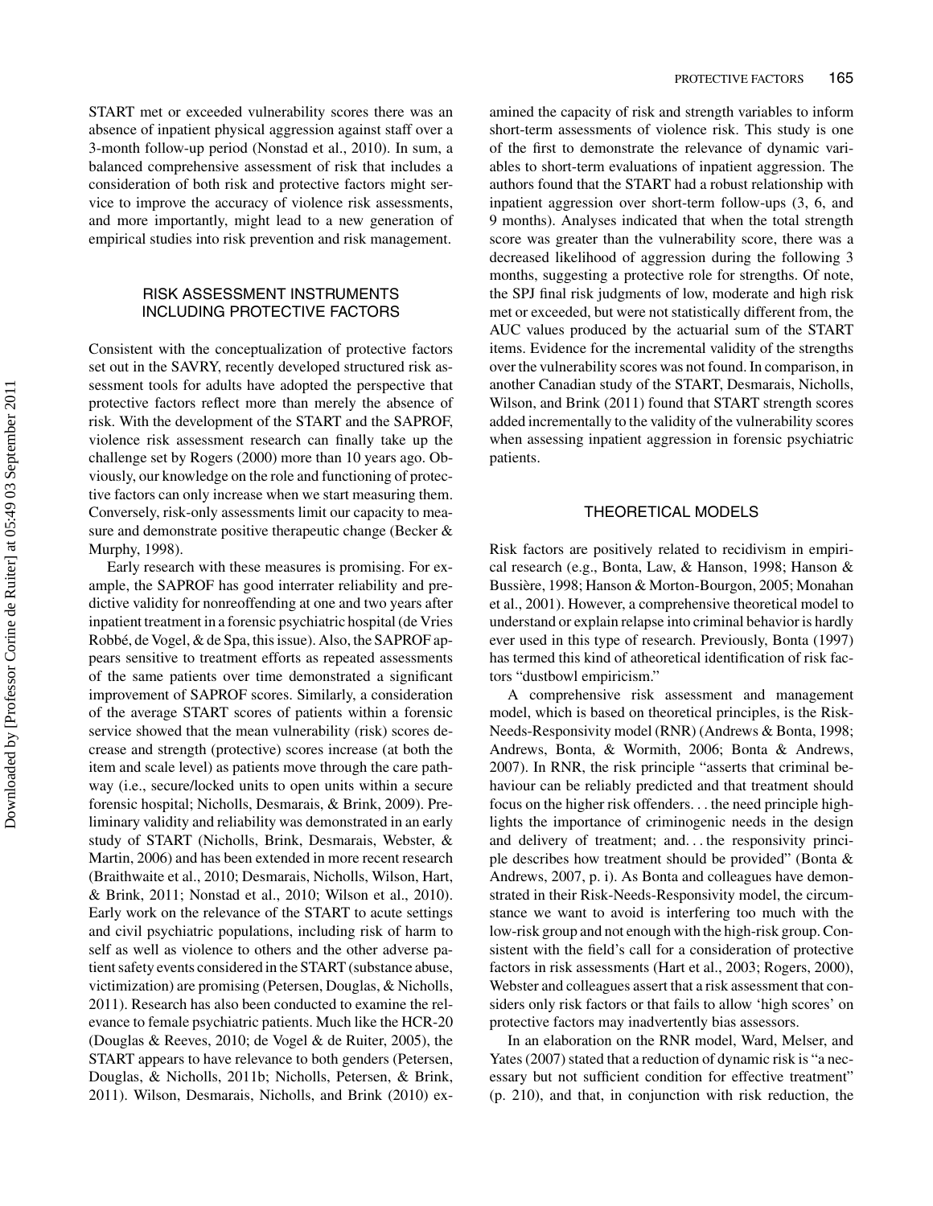START met or exceeded vulnerability scores there was an absence of inpatient physical aggression against staff over a 3-month follow-up period (Nonstad et al., 2010). In sum, a balanced comprehensive assessment of risk that includes a consideration of both risk and protective factors might service to improve the accuracy of violence risk assessments, and more importantly, might lead to a new generation of empirical studies into risk prevention and risk management.

## RISK ASSESSMENT INSTRUMENTS INCLUDING PROTECTIVE FACTORS

Consistent with the conceptualization of protective factors set out in the SAVRY, recently developed structured risk assessment tools for adults have adopted the perspective that protective factors reflect more than merely the absence of risk. With the development of the START and the SAPROF, violence risk assessment research can finally take up the challenge set by Rogers (2000) more than 10 years ago. Obviously, our knowledge on the role and functioning of protective factors can only increase when we start measuring them. Conversely, risk-only assessments limit our capacity to measure and demonstrate positive therapeutic change (Becker & Murphy, 1998).

Early research with these measures is promising. For example, the SAPROF has good interrater reliability and predictive validity for nonreoffending at one and two years after inpatient treatment in a forensic psychiatric hospital (de Vries Robbé, de Vogel, & de Spa, this issue). Also, the SAPROF appears sensitive to treatment efforts as repeated assessments of the same patients over time demonstrated a significant improvement of SAPROF scores. Similarly, a consideration of the average START scores of patients within a forensic service showed that the mean vulnerability (risk) scores decrease and strength (protective) scores increase (at both the item and scale level) as patients move through the care pathway (i.e., secure/locked units to open units within a secure forensic hospital; Nicholls, Desmarais, & Brink, 2009). Preliminary validity and reliability was demonstrated in an early study of START (Nicholls, Brink, Desmarais, Webster, & Martin, 2006) and has been extended in more recent research (Braithwaite et al., 2010; Desmarais, Nicholls, Wilson, Hart, & Brink, 2011; Nonstad et al., 2010; Wilson et al., 2010). Early work on the relevance of the START to acute settings and civil psychiatric populations, including risk of harm to self as well as violence to others and the other adverse patient safety events considered in the START (substance abuse, victimization) are promising (Petersen, Douglas, & Nicholls, 2011). Research has also been conducted to examine the relevance to female psychiatric patients. Much like the HCR-20 (Douglas & Reeves, 2010; de Vogel & de Ruiter, 2005), the START appears to have relevance to both genders (Petersen, Douglas, & Nicholls, 2011b; Nicholls, Petersen, & Brink, 2011). Wilson, Desmarais, Nicholls, and Brink (2010) examined the capacity of risk and strength variables to inform short-term assessments of violence risk. This study is one of the first to demonstrate the relevance of dynamic variables to short-term evaluations of inpatient aggression. The authors found that the START had a robust relationship with inpatient aggression over short-term follow-ups (3, 6, and 9 months). Analyses indicated that when the total strength score was greater than the vulnerability score, there was a decreased likelihood of aggression during the following 3 months, suggesting a protective role for strengths. Of note, the SPJ final risk judgments of low, moderate and high risk met or exceeded, but were not statistically different from, the AUC values produced by the actuarial sum of the START items. Evidence for the incremental validity of the strengths over the vulnerability scores was not found. In comparison, in another Canadian study of the START, Desmarais, Nicholls, Wilson, and Brink (2011) found that START strength scores added incrementally to the validity of the vulnerability scores when assessing inpatient aggression in forensic psychiatric patients.

## THEORETICAL MODELS

Risk factors are positively related to recidivism in empirical research (e.g., Bonta, Law, & Hanson, 1998; Hanson & Bussière, 1998; Hanson & Morton-Bourgon, 2005; Monahan et al., 2001). However, a comprehensive theoretical model to understand or explain relapse into criminal behavior is hardly ever used in this type of research. Previously, Bonta (1997) has termed this kind of atheoretical identification of risk factors "dustbowl empiricism."

A comprehensive risk assessment and management model, which is based on theoretical principles, is the Risk-Needs-Responsivity model (RNR) (Andrews & Bonta, 1998; Andrews, Bonta, & Wormith, 2006; Bonta & Andrews, 2007). In RNR, the risk principle "asserts that criminal behaviour can be reliably predicted and that treatment should focus on the higher risk offenders. . . the need principle highlights the importance of criminogenic needs in the design and delivery of treatment; and. . . the responsivity principle describes how treatment should be provided" (Bonta & Andrews, 2007, p. i). As Bonta and colleagues have demonstrated in their Risk-Needs-Responsivity model, the circumstance we want to avoid is interfering too much with the low-risk group and not enough with the high-risk group. Consistent with the field's call for a consideration of protective factors in risk assessments (Hart et al., 2003; Rogers, 2000), Webster and colleagues assert that a risk assessment that considers only risk factors or that fails to allow 'high scores' on protective factors may inadvertently bias assessors.

In an elaboration on the RNR model, Ward, Melser, and Yates (2007) stated that a reduction of dynamic risk is "a necessary but not sufficient condition for effective treatment" (p. 210), and that, in conjunction with risk reduction, the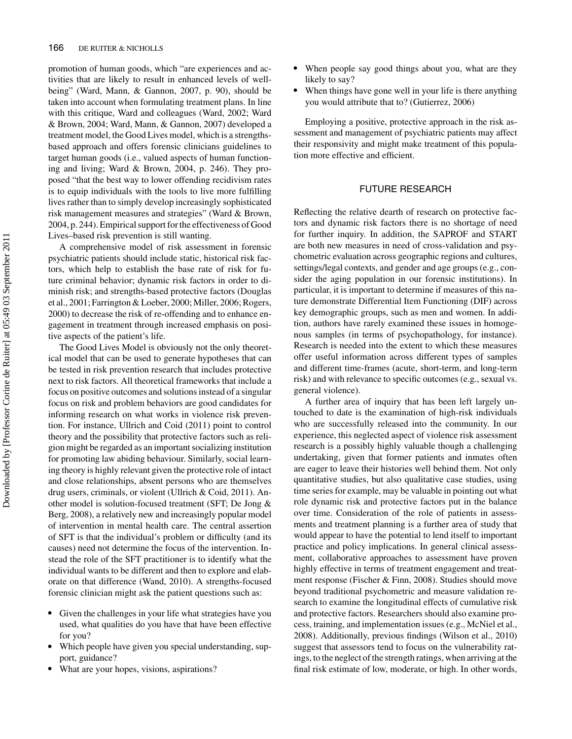promotion of human goods, which "are experiences and activities that are likely to result in enhanced levels of well-being" (Ward, Mann, & Gannon, 2007, p. 90), should be taken into account when formulating treatment plans. In line with this critique, Ward and colleagues (Ward, 2002; Ward & Brown, 2004; Ward, Mann, & Gannon, 2007) developed a treatment model, the Good Lives model, which is a strengths-based approach and offers forensic clinicians guidelines to target human goods (i.e., valued aspects of human functioning and living; Ward & Brown, 2004, p. 246). They proposed "that the best way to lower offending recidivism rates is to equip individuals with the tools to live more fulfilling lives rather than to simply develop increasingly sophisticated risk management measures and strategies" (Ward & Brown, 2004, p. 244). Empirical support for the effectiveness of Good Lives–based risk prevention is still wanting.

A comprehensive model of risk assessment in forensic psychiatric patients should include static, historical risk factors, which help to establish the base rate of risk for future criminal behavior; dynamic risk factors in order to diminish risk; and strengths-based protective factors (Douglas et al., 2001; Farrington & Loeber, 2000; Miller, 2006; Rogers, 2000) to decrease the risk of re-offending and to enhance engagement in treatment through increased emphasis on positive aspects of the patient's life.

The Good Lives Model is obviously not the only theoretical model that can be used to generate hypotheses that can be tested in risk prevention research that includes protective next to risk factors. All theoretical frameworks that include a focus on positive outcomes and solutions instead of a singular focus on risk and problem behaviors are good candidates for informing research on what works in violence risk prevention. For instance, Ullrich and Coid (2011) point to control theory and the possibility that protective factors such as religion might be regarded as an important socializing institution for promoting law abiding behaviour. Similarly, social learning theory is highly relevant given the protective role of intact and close relationships, absent persons who are themselves drug users, criminals, or violent (Ullrich & Coid, 2011). Another model is solution-focused treatment (SFT; De Jong & Berg, 2008), a relatively new and increasingly popular model of intervention in mental health care. The central assertion of SFT is that the individual's problem or difficulty (and its causes) need not determine the focus of the intervention. Instead the role of the SFT practitioner is to identify what the individual wants to be different and then to explore and elaborate on that difference (Wand, 2010). A strengths-focused forensic clinician might ask the patient questions such as:

- Given the challenges in your life what strategies have you used, what qualities do you have that have been effective for you?
- Which people have given you special understanding, support, guidance?
- What are your hopes, visions, aspirations?
- When people say good things about you, what are they likely to say?
- When things have gone well in your life is there anything you would attribute that to? (Gutierrez, 2006)

Employing a positive, protective approach in the risk assessment and management of psychiatric patients may affect their responsivity and might make treatment of this population more effective and efficient.

## FUTURE RESEARCH

Reflecting the relative dearth of research on protective factors and dynamic risk factors there is no shortage of need for further inquiry. In addition, the SAPROF and START are both new measures in need of cross-validation and psychometric evaluation across geographic regions and cultures, settings/legal contexts, and gender and age groups (e.g., consider the aging population in our forensic institutions). In particular, it is important to determine if measures of this nature demonstrate Differential Item Functioning (DIF) across key demographic groups, such as men and women. In addition, authors have rarely examined these issues in homogenous samples (in terms of psychopathology, for instance). Research is needed into the extent to which these measures offer useful information across different types of samples and different time-frames (acute, short-term, and long-term risk) and with relevance to specific outcomes (e.g., sexual vs. general violence).

A further area of inquiry that has been left largely untouched to date is the examination of high-risk individuals who are successfully released into the community. In our experience, this neglected aspect of violence risk assessment research is a possibly highly valuable though a challenging undertaking, given that former patients and inmates often are eager to leave their histories well behind them. Not only quantitative studies, but also qualitative case studies, using time series for example, may be valuable in pointing out what role dynamic risk and protective factors put in the balance over time. Consideration of the role of patients in assessments and treatment planning is a further area of study that would appear to have the potential to lend itself to important practice and policy implications. In general clinical assessment, collaborative approaches to assessment have proven highly effective in terms of treatment engagement and treatment response (Fischer & Finn, 2008). Studies should move beyond traditional psychometric and measure validation research to examine the longitudinal effects of cumulative risk and protective factors. Researchers should also examine process, training, and implementation issues (e.g., McNiel et al., 2008). Additionally, previous findings (Wilson et al., 2010) suggest that assessors tend to focus on the vulnerability ratings, to the neglect of the strength ratings, when arriving at the final risk estimate of low, moderate, or high. In other words,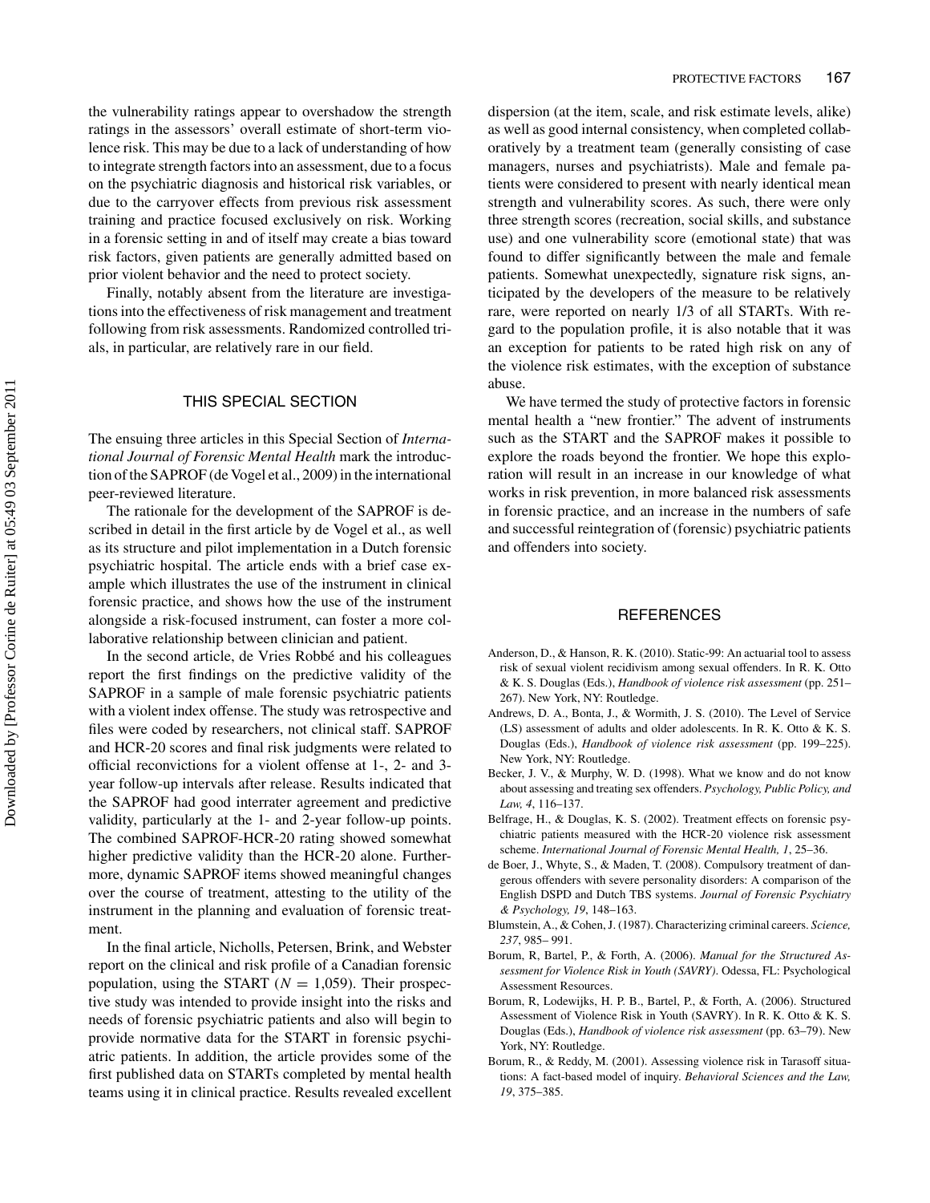the vulnerability ratings appear to overshadow the strength ratings in the assessors' overall estimate of short-term violence risk. This may be due to a lack of understanding of how to integrate strength factors into an assessment, due to a focus on the psychiatric diagnosis and historical risk variables, or due to the carryover effects from previous risk assessment training and practice focused exclusively on risk. Working in a forensic setting in and of itself may create a bias toward risk factors, given patients are generally admitted based on prior violent behavior and the need to protect society.

Finally, notably absent from the literature are investigations into the effectiveness of risk management and treatment following from risk assessments. Randomized controlled trials, in particular, are relatively rare in our field.

## THIS SPECIAL SECTION

The ensuing three articles in this Special Section of *International Journal of Forensic Mental Health* mark the introduction of the SAPROF (de Vogel et al., 2009) in the international peer-reviewed literature.

The rationale for the development of the SAPROF is described in detail in the first article by de Vogel et al., as well as its structure and pilot implementation in a Dutch forensic psychiatric hospital. The article ends with a brief case example which illustrates the use of the instrument in clinical forensic practice, and shows how the use of the instrument alongside a risk-focused instrument, can foster a more collaborative relationship between clinician and patient.

In the second article, de Vries Robbé and his colleagues report the first findings on the predictive validity of the SAPROF in a sample of male forensic psychiatric patients with a violent index offense. The study was retrospective and files were coded by researchers, not clinical staff. SAPROF and HCR-20 scores and final risk judgments were related to official reconvictions for a violent offense at 1-, 2- and 3-year follow-up intervals after release. Results indicated that the SAPROF had good interrater agreement and predictive validity, particularly at the 1- and 2-year follow-up points. The combined SAPROF-HCR-20 rating showed somewhat higher predictive validity than the HCR-20 alone. Furthermore, dynamic SAPROF items showed meaningful changes over the course of treatment, attesting to the utility of the instrument in the planning and evaluation of forensic treatment.

In the final article, Nicholls, Petersen, Brink, and Webster report on the clinical and risk profile of a Canadian forensic population, using the START ($N = 1{,}059$). Their prospective study was intended to provide insight into the risks and needs of forensic psychiatric patients and also will begin to provide normative data for the START in forensic psychiatric patients. In addition, the article provides some of the first published data on STARTs completed by mental health teams using it in clinical practice. Results revealed excellent dispersion (at the item, scale, and risk estimate levels, alike) as well as good internal consistency, when completed collaboratively by a treatment team (generally consisting of case managers, nurses and psychiatrists). Male and female patients were considered to present with nearly identical mean strength and vulnerability scores. As such, there were only three strength scores (recreation, social skills, and substance use) and one vulnerability score (emotional state) that was found to differ significantly between the male and female patients. Somewhat unexpectedly, signature risk signs, anticipated by the developers of the measure to be relatively rare, were reported on nearly 1/3 of all STARTs. With regard to the population profile, it is also notable that it was an exception for patients to be rated high risk on any of the violence risk estimates, with the exception of substance abuse.

We have termed the study of protective factors in forensic mental health a "new frontier." The advent of instruments such as the START and the SAPROF makes it possible to explore the roads beyond the frontier. We hope this exploration will result in an increase in our knowledge of what works in risk prevention, in more balanced risk assessments in forensic practice, and an increase in the numbers of safe and successful reintegration of (forensic) psychiatric patients and offenders into society.

## REFERENCES

Anderson, D., & Hanson, R. K. (2010). Static-99: An actuarial tool to assess risk of sexual violent recidivism among sexual offenders. In R. K. Otto & K. S. Douglas (Eds.), *Handbook of violence risk assessment* (pp. 251–267). New York, NY: Routledge.

Andrews, D. A., Bonta, J., & Wormith, J. S. (2010). The Level of Service (LS) assessment of adults and older adolescents. In R. K. Otto & K. S. Douglas (Eds.), *Handbook of violence risk assessment* (pp. 199–225). New York, NY: Routledge.

Becker, J. V., & Murphy, W. D. (1998). What we know and do not know about assessing and treating sex offenders. *Psychology, Public Policy, and Law, 4*, 116–137.

Belfrage, H., & Douglas, K. S. (2002). Treatment effects on forensic psychiatric patients measured with the HCR-20 violence risk assessment scheme. *International Journal of Forensic Mental Health, 1*, 25–36.

de Boer, J., Whyte, S., & Maden, T. (2008). Compulsory treatment of dangerous offenders with severe personality disorders: A comparison of the English DSPD and Dutch TBS systems. *Journal of Forensic Psychiatry & Psychology, 19*, 148–163.

Blumstein, A., & Cohen, J. (1987). Characterizing criminal careers. *Science, 237*, 985– 991.

Borum, R, Bartel, P., & Forth, A. (2006). *Manual for the Structured Assessment for Violence Risk in Youth (SAVRY)*. Odessa, FL: Psychological Assessment Resources.

Borum, R, Lodewijks, H. P. B., Bartel, P., & Forth, A. (2006). Structured Assessment of Violence Risk in Youth (SAVRY). In R. K. Otto & K. S. Douglas (Eds.), *Handbook of violence risk assessment* (pp. 63–79). New York, NY: Routledge.

Borum, R., & Reddy, M. (2001). Assessing violence risk in Tarasoff situations: A fact-based model of inquiry. *Behavioral Sciences and the Law, 19*, 375–385.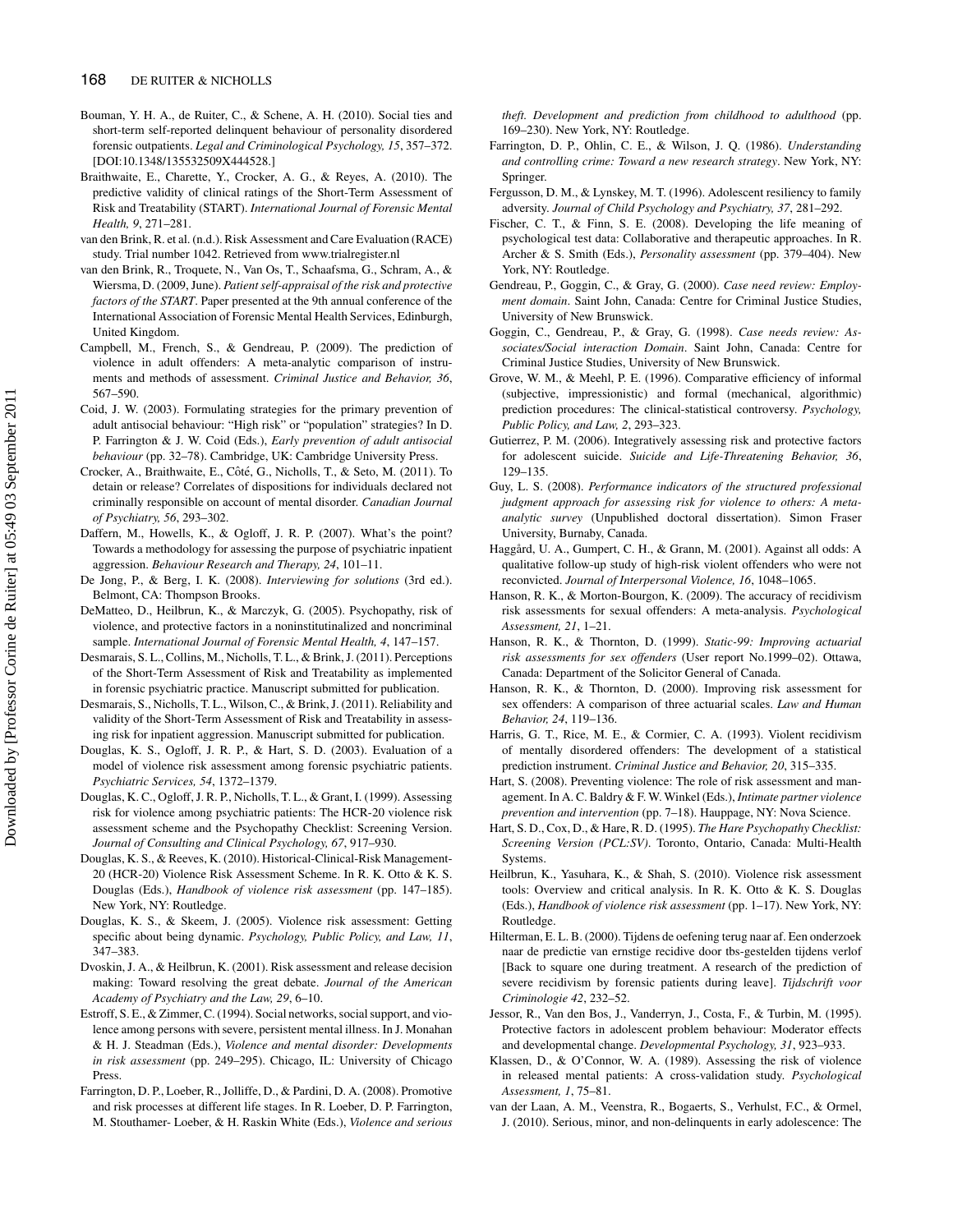Bouman, Y. H. A., de Ruiter, C., & Schene, A. H. (2010). Social ties and short-term self-reported delinquent behaviour of personality disordered forensic outpatients. *Legal and Criminological Psychology, 15*, 357–372. [DOI:10.1348/135532509X444528.]

Braithwaite, E., Charette, Y., Crocker, A. G., & Reyes, A. (2010). The predictive validity of clinical ratings of the Short-Term Assessment of Risk and Treatability (START). *International Journal of Forensic Mental Health, 9*, 271–281.

van den Brink, R. et al. (n.d.). Risk Assessment and Care Evaluation (RACE) study. Trial number 1042. Retrieved from www.trialregister.nl

van den Brink, R., Troquete, N., Van Os, T., Schaafsma, G., Schram, A., & Wiersma, D. (2009, June). *Patient self-appraisal of the risk and protective factors of the START*. Paper presented at the 9th annual conference of the International Association of Forensic Mental Health Services, Edinburgh, United Kingdom.

Campbell, M., French, S., & Gendreau, P. (2009). The prediction of violence in adult offenders: A meta-analytic comparison of instruments and methods of assessment. *Criminal Justice and Behavior, 36*, 567–590.

Coid, J. W. (2003). Formulating strategies for the primary prevention of adult antisocial behaviour: "High risk" or "population" strategies? In D. P. Farrington & J. W. Coid (Eds.), *Early prevention of adult antisocial behaviour* (pp. 32–78). Cambridge, UK: Cambridge University Press.

Crocker, A., Braithwaite, E., Côté, G., Nicholls, T., & Seto, M. (2011). To detain or release? Correlates of dispositions for individuals declared not criminally responsible on account of mental disorder. *Canadian Journal of Psychiatry, 56*, 293–302.

Daffern, M., Howells, K., & Ogloff, J. R. P. (2007). What's the point? Towards a methodology for assessing the purpose of psychiatric inpatient aggression. *Behaviour Research and Therapy, 24*, 101–11.

De Jong, P., & Berg, I. K. (2008). *Interviewing for solutions* (3rd ed.). Belmont, CA: Thompson Brooks.

DeMatteo, D., Heilbrun, K., & Marczyk, G. (2005). Psychopathy, risk of violence, and protective factors in a noninstitutinalized and noncriminal sample. *International Journal of Forensic Mental Health, 4*, 147–157.

Desmarais, S. L., Collins, M., Nicholls, T. L., & Brink, J. (2011). Perceptions of the Short-Term Assessment of Risk and Treatability as implemented in forensic psychiatric practice. Manuscript submitted for publication.

Desmarais, S., Nicholls, T. L., Wilson, C., & Brink, J. (2011). Reliability and validity of the Short-Term Assessment of Risk and Treatability in assessing risk for inpatient aggression. Manuscript submitted for publication.

Douglas, K. S., Ogloff, J. R. P., & Hart, S. D. (2003). Evaluation of a model of violence risk assessment among forensic psychiatric patients. *Psychiatric Services, 54*, 1372–1379.

Douglas, K. C., Ogloff, J. R. P., Nicholls, T. L., & Grant, I. (1999). Assessing risk for violence among psychiatric patients: The HCR-20 violence risk assessment scheme and the Psychopathy Checklist: Screening Version. *Journal of Consulting and Clinical Psychology, 67*, 917–930.

Douglas, K. S., & Reeves, K. (2010). Historical-Clinical-Risk Management-20 (HCR-20) Violence Risk Assessment Scheme. In R. K. Otto & K. S. Douglas (Eds.), *Handbook of violence risk assessment* (pp. 147–185). New York, NY: Routledge.

Douglas, K. S., & Skeem, J. (2005). Violence risk assessment: Getting specific about being dynamic. *Psychology, Public Policy, and Law, 11*, 347–383.

Dvoskin, J. A., & Heilbrun, K. (2001). Risk assessment and release decision making: Toward resolving the great debate. *Journal of the American Academy of Psychiatry and the Law, 29*, 6–10.

Estroff, S. E., & Zimmer, C. (1994). Social networks, social support, and violence among persons with severe, persistent mental illness. In J. Monahan & H. J. Steadman (Eds.), *Violence and mental disorder: Developments in risk assessment* (pp. 249–295). Chicago, IL: University of Chicago Press.

Farrington, D. P., Loeber, R., Jolliffe, D., & Pardini, D. A. (2008). Promotive and risk processes at different life stages. In R. Loeber, D. P. Farrington, M. Stouthamer- Loeber, & H. Raskin White (Eds.), *Violence and serious theft. Development and prediction from childhood to adulthood* (pp. 169–230). New York, NY: Routledge.

Farrington, D. P., Ohlin, C. E., & Wilson, J. Q. (1986). *Understanding and controlling crime: Toward a new research strategy*. New York, NY: Springer.

Fergusson, D. M., & Lynskey, M. T. (1996). Adolescent resiliency to family adversity. *Journal of Child Psychology and Psychiatry, 37*, 281–292.

Fischer, C. T., & Finn, S. E. (2008). Developing the life meaning of psychological test data: Collaborative and therapeutic approaches. In R. Archer & S. Smith (Eds.), *Personality assessment* (pp. 379–404). New York, NY: Routledge.

Gendreau, P., Goggin, C., & Gray, G. (2000). *Case need review: Employment domain*. Saint John, Canada: Centre for Criminal Justice Studies, University of New Brunswick.

Goggin, C., Gendreau, P., & Gray, G. (1998). *Case needs review: Associates/Social interaction Domain*. Saint John, Canada: Centre for Criminal Justice Studies, University of New Brunswick.

Grove, W. M., & Meehl, P. E. (1996). Comparative efficiency of informal (subjective, impressionistic) and formal (mechanical, algorithmic) prediction procedures: The clinical-statistical controversy. *Psychology, Public Policy, and Law, 2*, 293–323.

Gutierrez, P. M. (2006). Integratively assessing risk and protective factors for adolescent suicide. *Suicide and Life-Threatening Behavior, 36*, 129–135.

Guy, L. S. (2008). *Performance indicators of the structured professional judgment approach for assessing risk for violence to others: A meta-analytic survey* (Unpublished doctoral dissertation). Simon Fraser University, Burnaby, Canada.

Haggård, U. A., Gumpert, C. H., & Grann, M. (2001). Against all odds: A qualitative follow-up study of high-risk violent offenders who were not reconvicted. *Journal of Interpersonal Violence, 16*, 1048–1065.

Hanson, R. K., & Morton-Bourgon, K. (2009). The accuracy of recidivism risk assessments for sexual offenders: A meta-analysis. *Psychological Assessment, 21*, 1–21.

Hanson, R. K., & Thornton, D. (1999). *Static-99: Improving actuarial risk assessments for sex offenders* (User report No.1999–02). Ottawa, Canada: Department of the Solicitor General of Canada.

Hanson, R. K., & Thornton, D. (2000). Improving risk assessment for sex offenders: A comparison of three actuarial scales. *Law and Human Behavior, 24*, 119–136.

Harris, G. T., Rice, M. E., & Cormier, C. A. (1993). Violent recidivism of mentally disordered offenders: The development of a statistical prediction instrument. *Criminal Justice and Behavior, 20*, 315–335.

Hart, S. (2008). Preventing violence: The role of risk assessment and management. In A. C. Baldry & F. W. Winkel (Eds.), *Intimate partner violence prevention and intervention* (pp. 7–18). Hauppage, NY: Nova Science.

Hart, S. D., Cox, D., & Hare, R. D. (1995). *The Hare Psychopathy Checklist: Screening Version (PCL:SV)*. Toronto, Ontario, Canada: Multi-Health Systems.

Heilbrun, K., Yasuhara, K., & Shah, S. (2010). Violence risk assessment tools: Overview and critical analysis. In R. K. Otto & K. S. Douglas (Eds.), *Handbook of violence risk assessment* (pp. 1–17). New York, NY: Routledge.

Hilterman, E. L. B. (2000). Tijdens de oefening terug naar af. Een onderzoek naar de predictie van ernstige recidive door tbs-gestelden tijdens verlof [Back to square one during treatment. A research of the prediction of severe recidivism by forensic patients during leave]. *Tijdschrift voor Criminologie 42*, 232–52.

Jessor, R., Van den Bos, J., Vanderryn, J., Costa, F., & Turbin, M. (1995). Protective factors in adolescent problem behaviour: Moderator effects and developmental change. *Developmental Psychology, 31*, 923–933.

Klassen, D., & O'Connor, W. A. (1989). Assessing the risk of violence in released mental patients: A cross-validation study. *Psychological Assessment, 1*, 75–81.

van der Laan, A. M., Veenstra, R., Bogaerts, S., Verhulst, F.C., & Ormel, J. (2010). Serious, minor, and non-delinquents in early adolescence: The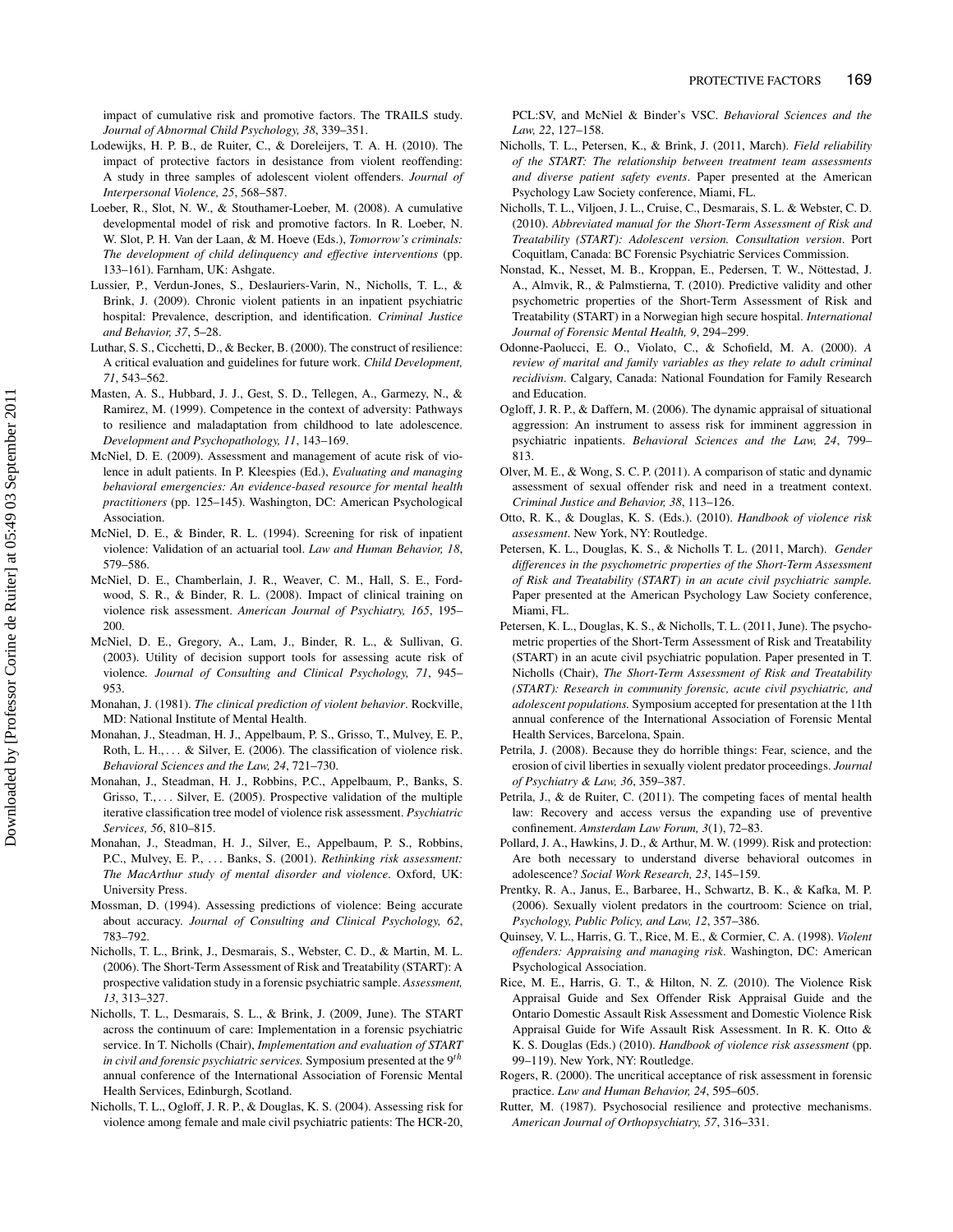impact of cumulative risk and promotive factors. The TRAILS study. *Journal of Abnormal Child Psychology, 38*, 339–351.

Lodewijks, H. P. B., de Ruiter, C., & Doreleijers, T. A. H. (2010). The impact of protective factors in desistance from violent reoffending: A study in three samples of adolescent violent offenders. *Journal of Interpersonal Violence, 25*, 568–587.

Loeber, R., Slot, N. W., & Stouthamer-Loeber, M. (2008). A cumulative developmental model of risk and promotive factors. In R. Loeber, N. W. Slot, P. H. Van der Laan, & M. Hoeve (Eds.), *Tomorrow's criminals: The development of child delinquency and effective interventions* (pp. 133–161). Farnham, UK: Ashgate.

Lussier, P., Verdun-Jones, S., Deslauriers-Varin, N., Nicholls, T. L., & Brink, J. (2009). Chronic violent patients in an inpatient psychiatric hospital: Prevalence, description, and identification. *Criminal Justice and Behavior, 37*, 5–28.

Luthar, S. S., Cicchetti, D., & Becker, B. (2000). The construct of resilience: A critical evaluation and guidelines for future work. *Child Development, 71*, 543–562.

Masten, A. S., Hubbard, J. J., Gest, S. D., Tellegen, A., Garmezy, N., & Ramirez, M. (1999). Competence in the context of adversity: Pathways to resilience and maladaptation from childhood to late adolescence. *Development and Psychopathology, 11*, 143–169.

McNiel, D. E. (2009). Assessment and management of acute risk of violence in adult patients. In P. Kleespies (Ed.), *Evaluating and managing behavioral emergencies: An evidence-based resource for mental health practitioners* (pp. 125–145). Washington, DC: American Psychological Association.

McNiel, D. E., & Binder, R. L. (1994). Screening for risk of inpatient violence: Validation of an actuarial tool. *Law and Human Behavior, 18*, 579–586.

McNiel, D. E., Chamberlain, J. R., Weaver, C. M., Hall, S. E., Fordwood, S. R., & Binder, R. L. (2008). Impact of clinical training on violence risk assessment. *American Journal of Psychiatry, 165*, 195–200.

McNiel, D. E., Gregory, A., Lam, J., Binder, R. L., & Sullivan, G. (2003). Utility of decision support tools for assessing acute risk of violence. *Journal of Consulting and Clinical Psychology, 71*, 945–953.

Monahan, J. (1981). *The clinical prediction of violent behavior*. Rockville, MD: National Institute of Mental Health.

Monahan, J., Steadman, H. J., Appelbaum, P. S., Grisso, T., Mulvey, E. P., Roth, L. H., . . . & Silver, E. (2006). The classification of violence risk. *Behavioral Sciences and the Law, 24*, 721–730.

Monahan, J., Steadman, H. J., Robbins, P.C., Appelbaum, P., Banks, S. Grisso, T., . . . Silver, E. (2005). Prospective validation of the multiple iterative classification tree model of violence risk assessment. *Psychiatric Services, 56*, 810–815.

Monahan, J., Steadman, H. J., Silver, E., Appelbaum, P. S., Robbins, P.C., Mulvey, E. P., . . . Banks, S. (2001). *Rethinking risk assessment: The MacArthur study of mental disorder and violence*. Oxford, UK: University Press.

Mossman, D. (1994). Assessing predictions of violence: Being accurate about accuracy. *Journal of Consulting and Clinical Psychology, 62*, 783–792.

Nicholls, T. L., Brink, J., Desmarais, S., Webster, C. D., & Martin, M. L. (2006). The Short-Term Assessment of Risk and Treatability (START): A prospective validation study in a forensic psychiatric sample. *Assessment, 13*, 313–327.

Nicholls, T. L., Desmarais, S. L., & Brink, J. (2009, June). The START across the continuum of care: Implementation in a forensic psychiatric service. In T. Nicholls (Chair), *Implementation and evaluation of START in civil and forensic psychiatric services.* Symposium presented at the 9th annual conference of the International Association of Forensic Mental Health Services, Edinburgh, Scotland.

Nicholls, T. L., Ogloff, J. R. P., & Douglas, K. S. (2004). Assessing risk for violence among female and male civil psychiatric patients: The HCR-20, PCL:SV, and McNiel & Binder's VSC. *Behavioral Sciences and the Law, 22*, 127–158.

Nicholls, T. L., Petersen, K., & Brink, J. (2011, March). *Field reliability of the START: The relationship between treatment team assessments and diverse patient safety events*. Paper presented at the American Psychology Law Society conference, Miami, FL.

Nicholls, T. L., Viljoen, J. L., Cruise, C., Desmarais, S. L. & Webster, C. D. (2010). *Abbreviated manual for the Short-Term Assessment of Risk and Treatability (START): Adolescent version. Consultation version*. Port Coquitlam, Canada: BC Forensic Psychiatric Services Commission.

Nonstad, K., Nesset, M. B., Kroppan, E., Pedersen, T. W., Nöttestad, J. A., Almvik, R., & Palmstierna, T. (2010). Predictive validity and other psychometric properties of the Short-Term Assessment of Risk and Treatability (START) in a Norwegian high secure hospital. *International Journal of Forensic Mental Health, 9*, 294–299.

Odonne-Paolucci, E. O., Violato, C., & Schofield, M. A. (2000). *A review of marital and family variables as they relate to adult criminal recidivism*. Calgary, Canada: National Foundation for Family Research and Education.

Ogloff, J. R. P., & Daffern, M. (2006). The dynamic appraisal of situational aggression: An instrument to assess risk for imminent aggression in psychiatric inpatients. *Behavioral Sciences and the Law, 24*, 799–813.

Olver, M. E., & Wong, S. C. P. (2011). A comparison of static and dynamic assessment of sexual offender risk and need in a treatment context. *Criminal Justice and Behavior, 38*, 113–126.

Otto, R. K., & Douglas, K. S. (Eds.). (2010). *Handbook of violence risk assessment*. New York, NY: Routledge.

Petersen, K. L., Douglas, K. S., & Nicholls T. L. (2011, March). *Gender differences in the psychometric properties of the Short-Term Assessment of Risk and Treatability (START) in an acute civil psychiatric sample.* Paper presented at the American Psychology Law Society conference, Miami, FL.

Petersen, K. L., Douglas, K. S., & Nicholls, T. L. (2011, June). The psychometric properties of the Short-Term Assessment of Risk and Treatability (START) in an acute civil psychiatric population. Paper presented in T. Nicholls (Chair), *The Short-Term Assessment of Risk and Treatability (START): Research in community forensic, acute civil psychiatric, and adolescent populations.* Symposium accepted for presentation at the 11th annual conference of the International Association of Forensic Mental Health Services, Barcelona, Spain.

Petrila, J. (2008). Because they do horrible things: Fear, science, and the erosion of civil liberties in sexually violent predator proceedings. *Journal of Psychiatry & Law, 36*, 359–387.

Petrila, J., & de Ruiter, C. (2011). The competing faces of mental health law: Recovery and access versus the expanding use of preventive confinement. *Amsterdam Law Forum, 3*(1), 72–83.

Pollard, J. A., Hawkins, J. D., & Arthur, M. W. (1999). Risk and protection: Are both necessary to understand diverse behavioral outcomes in adolescence? *Social Work Research, 23*, 145–159.

Prentky, R. A., Janus, E., Barbaree, H., Schwartz, B. K., & Kafka, M. P. (2006). Sexually violent predators in the courtroom: Science on trial, *Psychology, Public Policy, and Law, 12*, 357–386.

Quinsey, V. L., Harris, G. T., Rice, M. E., & Cormier, C. A. (1998). *Violent offenders: Appraising and managing risk*. Washington, DC: American Psychological Association.

Rice, M. E., Harris, G. T., & Hilton, N. Z. (2010). The Violence Risk Appraisal Guide and Sex Offender Risk Appraisal Guide and the Ontario Domestic Assault Risk Assessment and Domestic Violence Risk Appraisal Guide for Wife Assault Risk Assessment. In R. K. Otto & K. S. Douglas (Eds.) (2010). *Handbook of violence risk assessment* (pp. 99–119). New York, NY: Routledge.

Rogers, R. (2000). The uncritical acceptance of risk assessment in forensic practice. *Law and Human Behavior, 24*, 595–605.

Rutter, M. (1987). Psychosocial resilience and protective mechanisms. *American Journal of Orthopsychiatry, 57*, 316–331.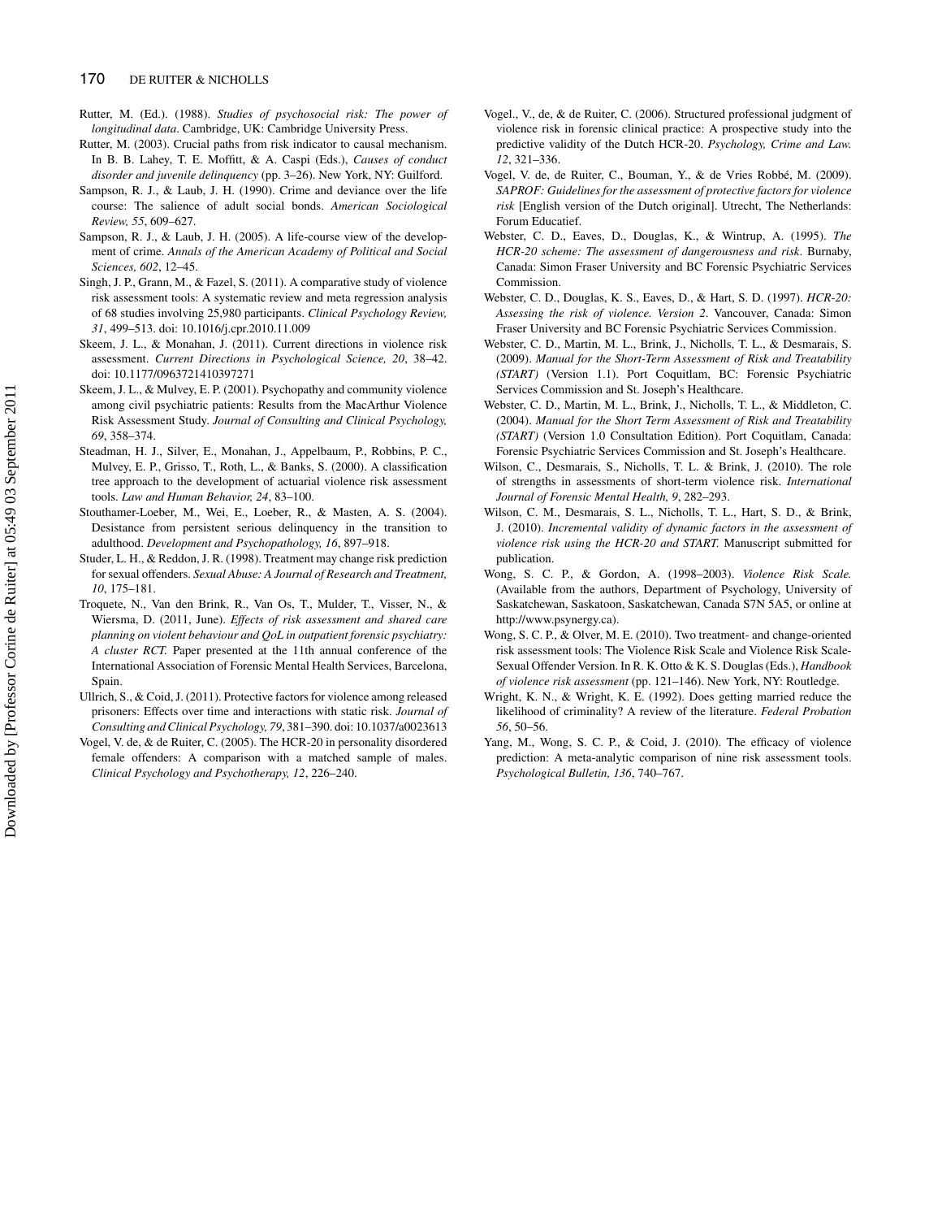Rutter, M. (Ed.). (1988). *Studies of psychosocial risk: The power of longitudinal data*. Cambridge, UK: Cambridge University Press.

Rutter, M. (2003). Crucial paths from risk indicator to causal mechanism. In B. B. Lahey, T. E. Moffitt, & A. Caspi (Eds.), *Causes of conduct disorder and juvenile delinquency* (pp. 3–26). New York, NY: Guilford.

Sampson, R. J., & Laub, J. H. (1990). Crime and deviance over the life course: The salience of adult social bonds. *American Sociological Review, 55*, 609–627.

Sampson, R. J., & Laub, J. H. (2005). A life-course view of the development of crime. *Annals of the American Academy of Political and Social Sciences, 602*, 12–45.

Singh, J. P., Grann, M., & Fazel, S. (2011). A comparative study of violence risk assessment tools: A systematic review and meta regression analysis of 68 studies involving 25,980 participants. *Clinical Psychology Review, 31*, 499–513. doi: 10.1016/j.cpr.2010.11.009

Skeem, J. L., & Monahan, J. (2011). Current directions in violence risk assessment. *Current Directions in Psychological Science, 20*, 38–42. doi: 10.1177/0963721410397271

Skeem, J. L., & Mulvey, E. P. (2001). Psychopathy and community violence among civil psychiatric patients: Results from the MacArthur Violence Risk Assessment Study. *Journal of Consulting and Clinical Psychology, 69*, 358–374.

Steadman, H. J., Silver, E., Monahan, J., Appelbaum, P., Robbins, P. C., Mulvey, E. P., Grisso, T., Roth, L., & Banks, S. (2000). A classification tree approach to the development of actuarial violence risk assessment tools. *Law and Human Behavior, 24*, 83–100.

Stouthamer-Loeber, M., Wei, E., Loeber, R., & Masten, A. S. (2004). Desistance from persistent serious delinquency in the transition to adulthood. *Development and Psychopathology, 16*, 897–918.

Studer, L. H., & Reddon, J. R. (1998). Treatment may change risk prediction for sexual offenders. *Sexual Abuse: A Journal of Research and Treatment, 10*, 175–181.

Troquete, N., Van den Brink, R., Van Os, T., Mulder, T., Visser, N., & Wiersma, D. (2011, June). *Effects of risk assessment and shared care planning on violent behaviour and QoL in outpatient forensic psychiatry: A cluster RCT.* Paper presented at the 11th annual conference of the International Association of Forensic Mental Health Services, Barcelona, Spain.

Ullrich, S., & Coid, J. (2011). Protective factors for violence among released prisoners: Effects over time and interactions with static risk. *Journal of Consulting and Clinical Psychology, 79*, 381–390. doi: 10.1037/a0023613

Vogel, V. de, & de Ruiter, C. (2005). The HCR-20 in personality disordered female offenders: A comparison with a matched sample of males. *Clinical Psychology and Psychotherapy, 12*, 226–240.

Vogel., V. de, & de Ruiter, C. (2006). Structured professional judgment of violence risk in forensic clinical practice: A prospective study into the predictive validity of the Dutch HCR-20. *Psychology, Crime and Law. 12*, 321–336.

Vogel, V. de, de Ruiter, C., Bouman, Y., & de Vries Robbé, M. (2009). *SAPROF: Guidelines for the assessment of protective factors for violence risk* [English version of the Dutch original]. Utrecht, The Netherlands: Forum Educatief.

Webster, C. D., Eaves, D., Douglas, K., & Wintrup, A. (1995). *The HCR-20 scheme: The assessment of dangerousness and risk*. Burnaby, Canada: Simon Fraser University and BC Forensic Psychiatric Services Commission.

Webster, C. D., Douglas, K. S., Eaves, D., & Hart, S. D. (1997). *HCR-20: Assessing the risk of violence. Version 2*. Vancouver, Canada: Simon Fraser University and BC Forensic Psychiatric Services Commission.

Webster, C. D., Martin, M. L., Brink, J., Nicholls, T. L., & Desmarais, S. (2009). *Manual for the Short-Term Assessment of Risk and Treatability (START)* (Version 1.1). Port Coquitlam, BC: Forensic Psychiatric Services Commission and St. Joseph's Healthcare.

Webster, C. D., Martin, M. L., Brink, J., Nicholls, T. L., & Middleton, C. (2004). *Manual for the Short Term Assessment of Risk and Treatability (START)* (Version 1.0 Consultation Edition). Port Coquitlam, Canada: Forensic Psychiatric Services Commission and St. Joseph's Healthcare.

Wilson, C., Desmarais, S., Nicholls, T. L. & Brink, J. (2010). The role of strengths in assessments of short-term violence risk. *International Journal of Forensic Mental Health, 9*, 282–293.

Wilson, C. M., Desmarais, S. L., Nicholls, T. L., Hart, S. D., & Brink, J. (2010). *Incremental validity of dynamic factors in the assessment of violence risk using the HCR-20 and START.* Manuscript submitted for publication.

Wong, S. C. P., & Gordon, A. (1998–2003). *Violence Risk Scale.* (Available from the authors, Department of Psychology, University of Saskatchewan, Saskatoon, Saskatchewan, Canada S7N 5A5, or online at http://www.psynergy.ca).

Wong, S. C. P., & Olver, M. E. (2010). Two treatment- and change-oriented risk assessment tools: The Violence Risk Scale and Violence Risk Scale-Sexual Offender Version. In R. K. Otto & K. S. Douglas (Eds.), *Handbook of violence risk assessment* (pp. 121–146). New York, NY: Routledge.

Wright, K. N., & Wright, K. E. (1992). Does getting married reduce the likelihood of criminality? A review of the literature. *Federal Probation 56*, 50–56.

Yang, M., Wong, S. C. P., & Coid, J. (2010). The efficacy of violence prediction: A meta-analytic comparison of nine risk assessment tools. *Psychological Bulletin, 136*, 740–767.